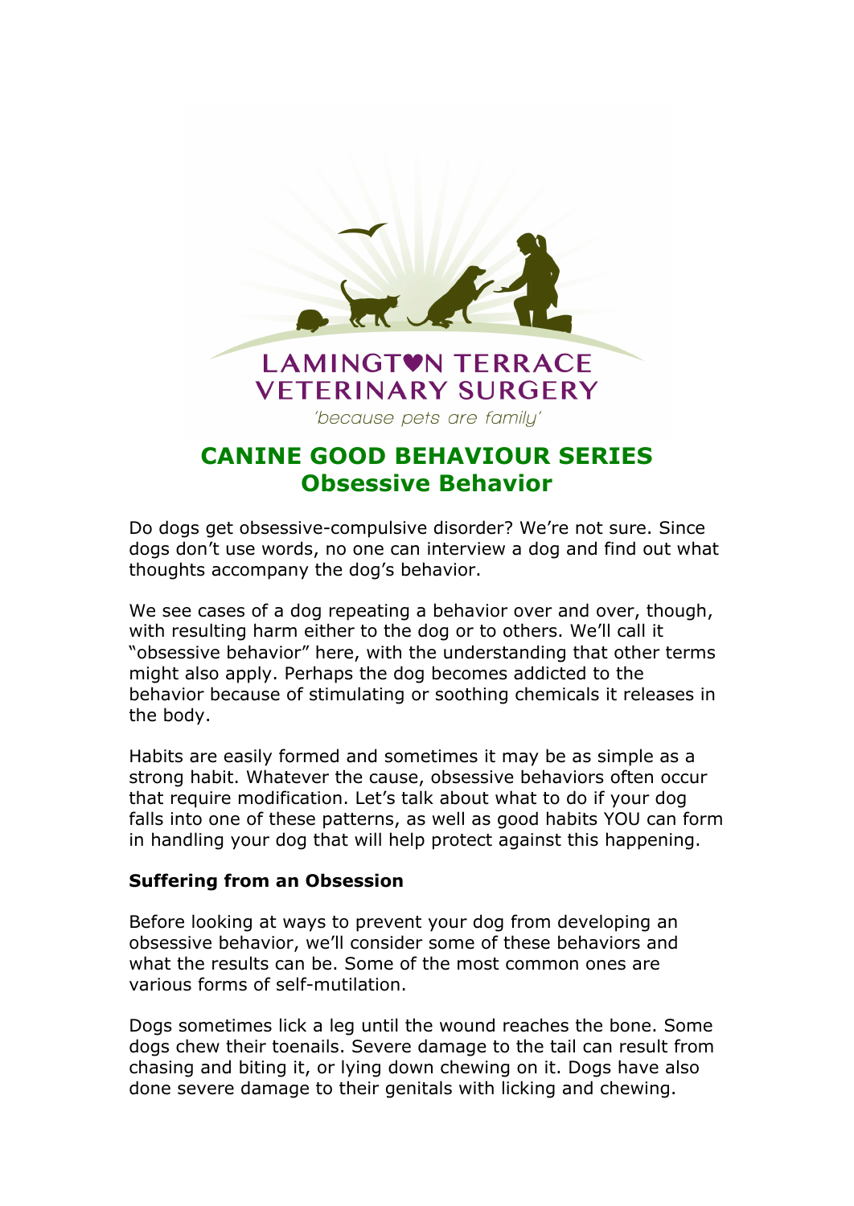LAMINGTON TERRACE VETERINARY SURGERY

'because pets are family'

# CANINE GOOD BEHAVIOUR SERIES
## Obsessive Behavior

Do dogs get obsessive-compulsive disorder? We're not sure. Since dogs don't use words, no one can interview a dog and find out what thoughts accompany the dog's behavior.

We see cases of a dog repeating a behavior over and over, though, with resulting harm either to the dog or to others. We'll call it "obsessive behavior" here, with the understanding that other terms might also apply. Perhaps the dog becomes addicted to the behavior because of stimulating or soothing chemicals it releases in the body.

Habits are easily formed and sometimes it may be as simple as a strong habit. Whatever the cause, obsessive behaviors often occur that require modification. Let's talk about what to do if your dog falls into one of these patterns, as well as good habits YOU can form in handling your dog that will help protect against this happening.

**Suffering from an Obsession**

Before looking at ways to prevent your dog from developing an obsessive behavior, we'll consider some of these behaviors and what the results can be. Some of the most common ones are various forms of self-mutilation.

Dogs sometimes lick a leg until the wound reaches the bone. Some dogs chew their toenails. Severe damage to the tail can result from chasing and biting it, or lying down chewing on it. Dogs have also done severe damage to their genitals with licking and chewing.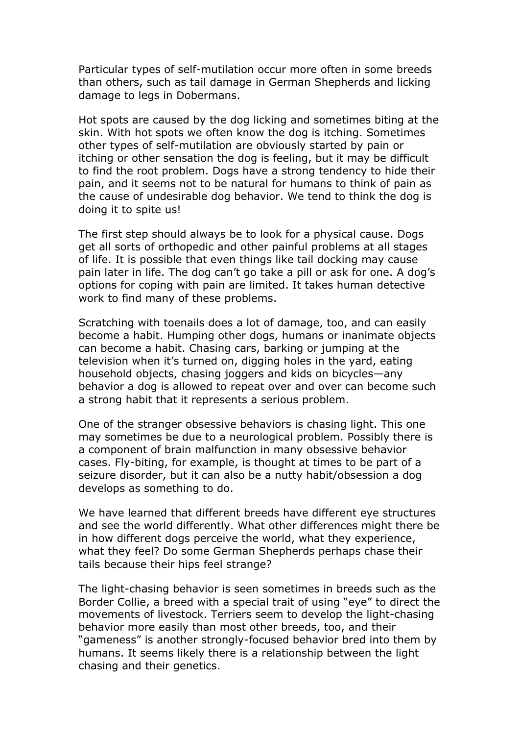Particular types of self-mutilation occur more often in some breeds than others, such as tail damage in German Shepherds and licking damage to legs in Dobermans.

Hot spots are caused by the dog licking and sometimes biting at the skin. With hot spots we often know the dog is itching. Sometimes other types of self-mutilation are obviously started by pain or itching or other sensation the dog is feeling, but it may be difficult to find the root problem. Dogs have a strong tendency to hide their pain, and it seems not to be natural for humans to think of pain as the cause of undesirable dog behavior. We tend to think the dog is doing it to spite us!

The first step should always be to look for a physical cause. Dogs get all sorts of orthopedic and other painful problems at all stages of life. It is possible that even things like tail docking may cause pain later in life. The dog can't go take a pill or ask for one. A dog's options for coping with pain are limited. It takes human detective work to find many of these problems.

Scratching with toenails does a lot of damage, too, and can easily become a habit. Humping other dogs, humans or inanimate objects can become a habit. Chasing cars, barking or jumping at the television when it's turned on, digging holes in the yard, eating household objects, chasing joggers and kids on bicycles—any behavior a dog is allowed to repeat over and over can become such a strong habit that it represents a serious problem.

One of the stranger obsessive behaviors is chasing light. This one may sometimes be due to a neurological problem. Possibly there is a component of brain malfunction in many obsessive behavior cases. Fly-biting, for example, is thought at times to be part of a seizure disorder, but it can also be a nutty habit/obsession a dog develops as something to do.

We have learned that different breeds have different eye structures and see the world differently. What other differences might there be in how different dogs perceive the world, what they experience, what they feel? Do some German Shepherds perhaps chase their tails because their hips feel strange?

The light-chasing behavior is seen sometimes in breeds such as the Border Collie, a breed with a special trait of using "eye" to direct the movements of livestock. Terriers seem to develop the light-chasing behavior more easily than most other breeds, too, and their "gameness" is another strongly-focused behavior bred into them by humans. It seems likely there is a relationship between the light chasing and their genetics.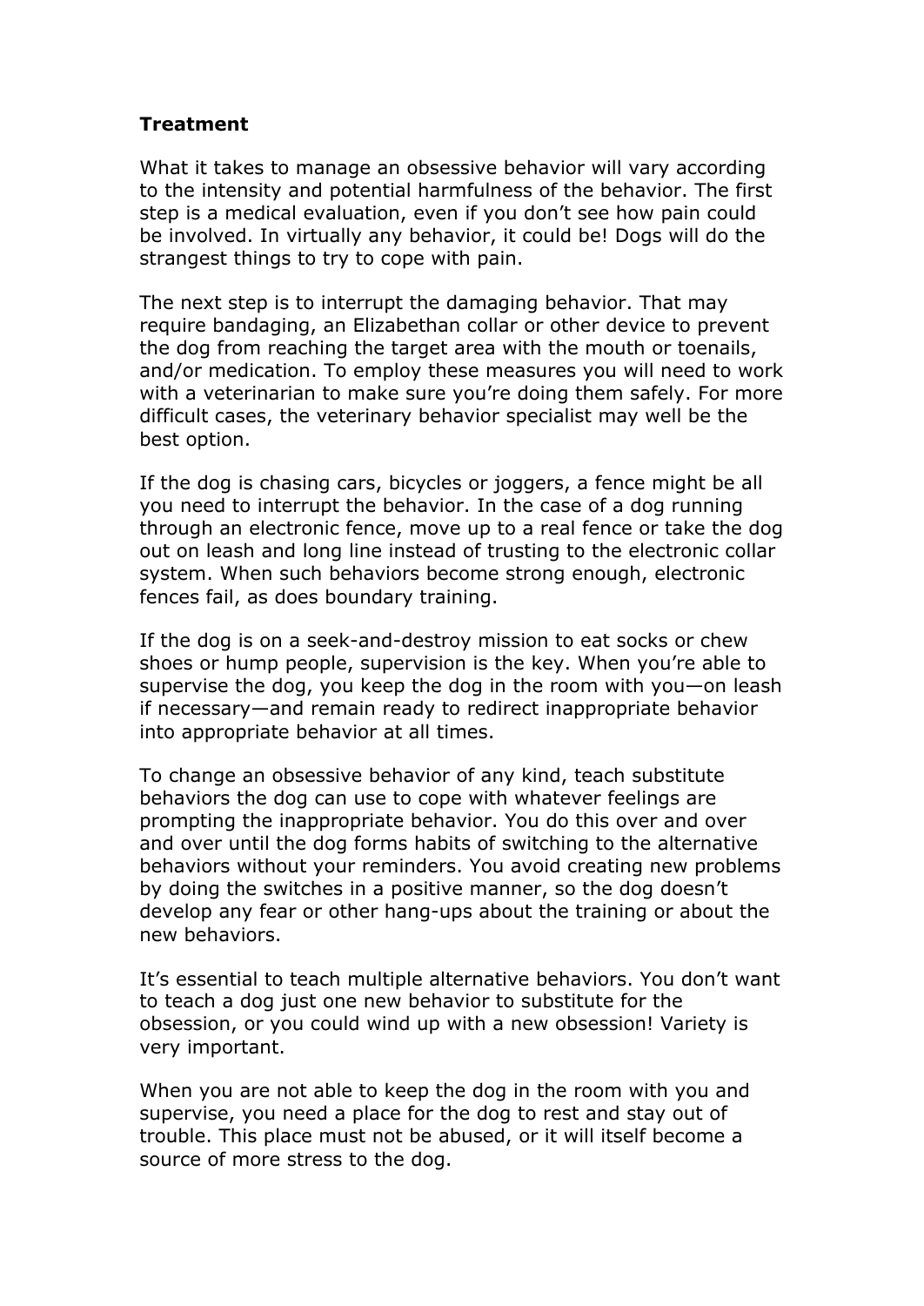**Treatment**

What it takes to manage an obsessive behavior will vary according to the intensity and potential harmfulness of the behavior. The first step is a medical evaluation, even if you don't see how pain could be involved. In virtually any behavior, it could be! Dogs will do the strangest things to try to cope with pain.

The next step is to interrupt the damaging behavior. That may require bandaging, an Elizabethan collar or other device to prevent the dog from reaching the target area with the mouth or toenails, and/or medication. To employ these measures you will need to work with a veterinarian to make sure you're doing them safely. For more difficult cases, the veterinary behavior specialist may well be the best option.

If the dog is chasing cars, bicycles or joggers, a fence might be all you need to interrupt the behavior. In the case of a dog running through an electronic fence, move up to a real fence or take the dog out on leash and long line instead of trusting to the electronic collar system. When such behaviors become strong enough, electronic fences fail, as does boundary training.

If the dog is on a seek-and-destroy mission to eat socks or chew shoes or hump people, supervision is the key. When you're able to supervise the dog, you keep the dog in the room with you—on leash if necessary—and remain ready to redirect inappropriate behavior into appropriate behavior at all times.

To change an obsessive behavior of any kind, teach substitute behaviors the dog can use to cope with whatever feelings are prompting the inappropriate behavior. You do this over and over and over until the dog forms habits of switching to the alternative behaviors without your reminders. You avoid creating new problems by doing the switches in a positive manner, so the dog doesn't develop any fear or other hang-ups about the training or about the new behaviors.

It's essential to teach multiple alternative behaviors. You don't want to teach a dog just one new behavior to substitute for the obsession, or you could wind up with a new obsession! Variety is very important.

When you are not able to keep the dog in the room with you and supervise, you need a place for the dog to rest and stay out of trouble. This place must not be abused, or it will itself become a source of more stress to the dog.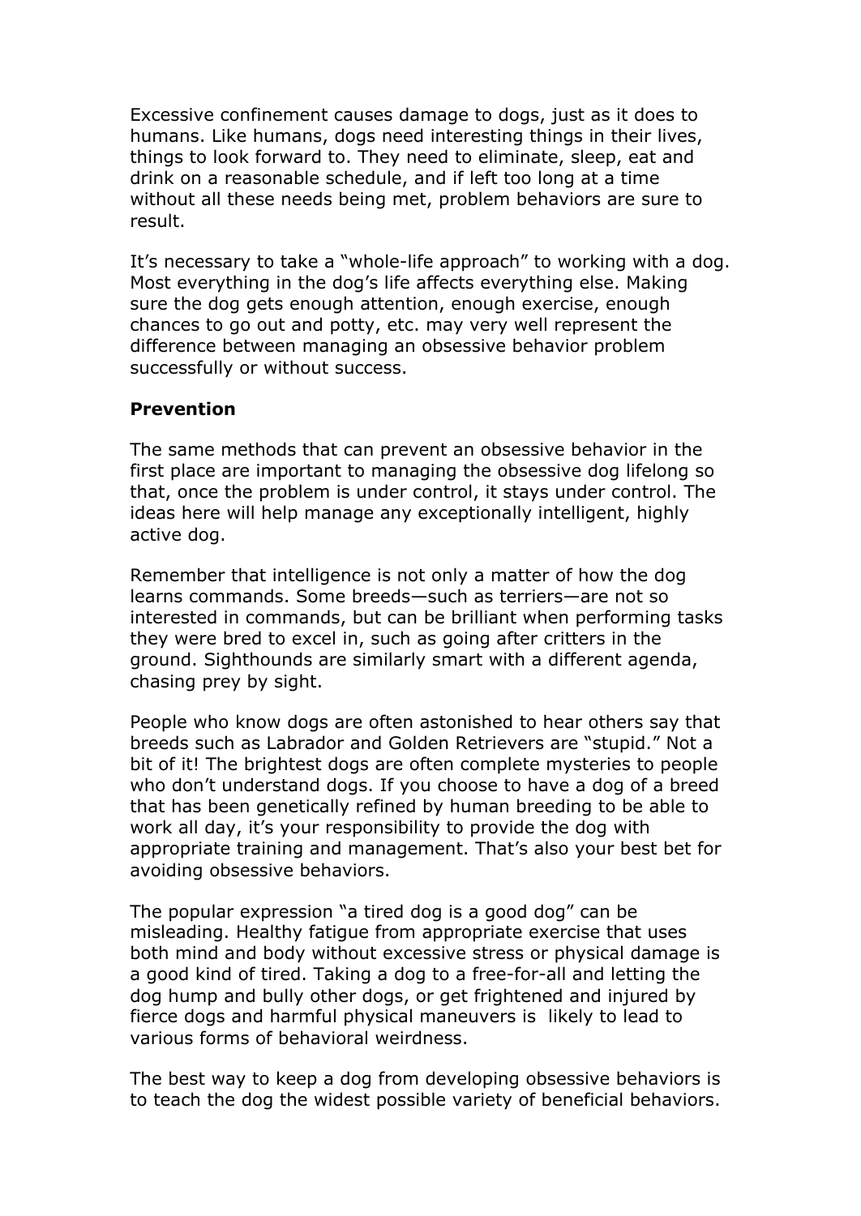Excessive confinement causes damage to dogs, just as it does to humans. Like humans, dogs need interesting things in their lives, things to look forward to. They need to eliminate, sleep, eat and drink on a reasonable schedule, and if left too long at a time without all these needs being met, problem behaviors are sure to result.

It's necessary to take a "whole-life approach" to working with a dog. Most everything in the dog's life affects everything else. Making sure the dog gets enough attention, enough exercise, enough chances to go out and potty, etc. may very well represent the difference between managing an obsessive behavior problem successfully or without success.

**Prevention**

The same methods that can prevent an obsessive behavior in the first place are important to managing the obsessive dog lifelong so that, once the problem is under control, it stays under control. The ideas here will help manage any exceptionally intelligent, highly active dog.

Remember that intelligence is not only a matter of how the dog learns commands. Some breeds—such as terriers—are not so interested in commands, but can be brilliant when performing tasks they were bred to excel in, such as going after critters in the ground. Sighthounds are similarly smart with a different agenda, chasing prey by sight.

People who know dogs are often astonished to hear others say that breeds such as Labrador and Golden Retrievers are "stupid." Not a bit of it! The brightest dogs are often complete mysteries to people who don't understand dogs. If you choose to have a dog of a breed that has been genetically refined by human breeding to be able to work all day, it's your responsibility to provide the dog with appropriate training and management. That's also your best bet for avoiding obsessive behaviors.

The popular expression "a tired dog is a good dog" can be misleading. Healthy fatigue from appropriate exercise that uses both mind and body without excessive stress or physical damage is a good kind of tired. Taking a dog to a free-for-all and letting the dog hump and bully other dogs, or get frightened and injured by fierce dogs and harmful physical maneuvers is likely to lead to various forms of behavioral weirdness.

The best way to keep a dog from developing obsessive behaviors is to teach the dog the widest possible variety of beneficial behaviors.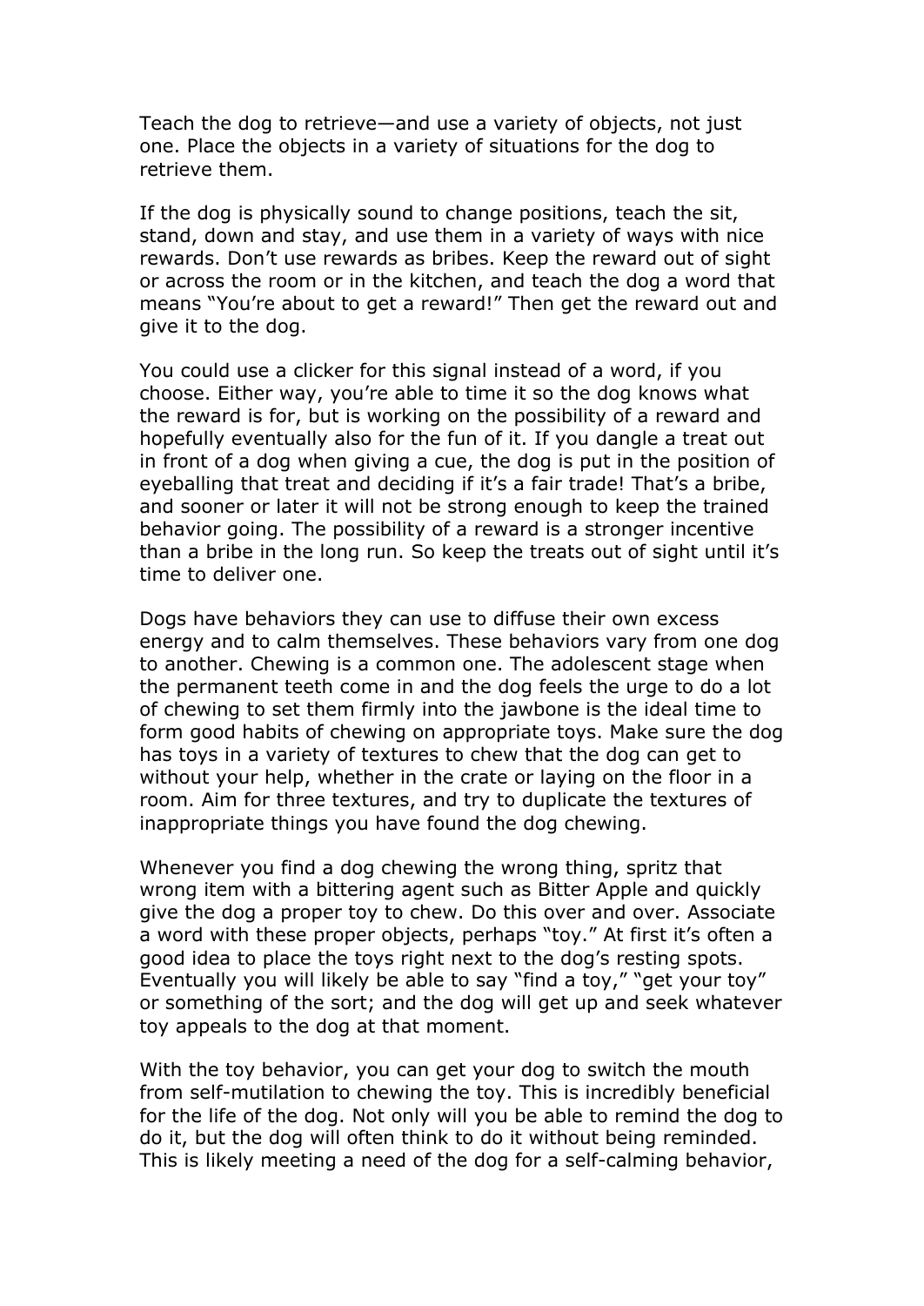Teach the dog to retrieve—and use a variety of objects, not just one. Place the objects in a variety of situations for the dog to retrieve them.

If the dog is physically sound to change positions, teach the sit, stand, down and stay, and use them in a variety of ways with nice rewards. Don't use rewards as bribes. Keep the reward out of sight or across the room or in the kitchen, and teach the dog a word that means "You're about to get a reward!" Then get the reward out and give it to the dog.

You could use a clicker for this signal instead of a word, if you choose. Either way, you're able to time it so the dog knows what the reward is for, but is working on the possibility of a reward and hopefully eventually also for the fun of it. If you dangle a treat out in front of a dog when giving a cue, the dog is put in the position of eyeballing that treat and deciding if it's a fair trade! That's a bribe, and sooner or later it will not be strong enough to keep the trained behavior going. The possibility of a reward is a stronger incentive than a bribe in the long run. So keep the treats out of sight until it's time to deliver one.

Dogs have behaviors they can use to diffuse their own excess energy and to calm themselves. These behaviors vary from one dog to another. Chewing is a common one. The adolescent stage when the permanent teeth come in and the dog feels the urge to do a lot of chewing to set them firmly into the jawbone is the ideal time to form good habits of chewing on appropriate toys. Make sure the dog has toys in a variety of textures to chew that the dog can get to without your help, whether in the crate or laying on the floor in a room. Aim for three textures, and try to duplicate the textures of inappropriate things you have found the dog chewing.

Whenever you find a dog chewing the wrong thing, spritz that wrong item with a bittering agent such as Bitter Apple and quickly give the dog a proper toy to chew. Do this over and over. Associate a word with these proper objects, perhaps "toy." At first it's often a good idea to place the toys right next to the dog's resting spots. Eventually you will likely be able to say "find a toy," "get your toy" or something of the sort; and the dog will get up and seek whatever toy appeals to the dog at that moment.

With the toy behavior, you can get your dog to switch the mouth from self-mutilation to chewing the toy. This is incredibly beneficial for the life of the dog. Not only will you be able to remind the dog to do it, but the dog will often think to do it without being reminded. This is likely meeting a need of the dog for a self-calming behavior,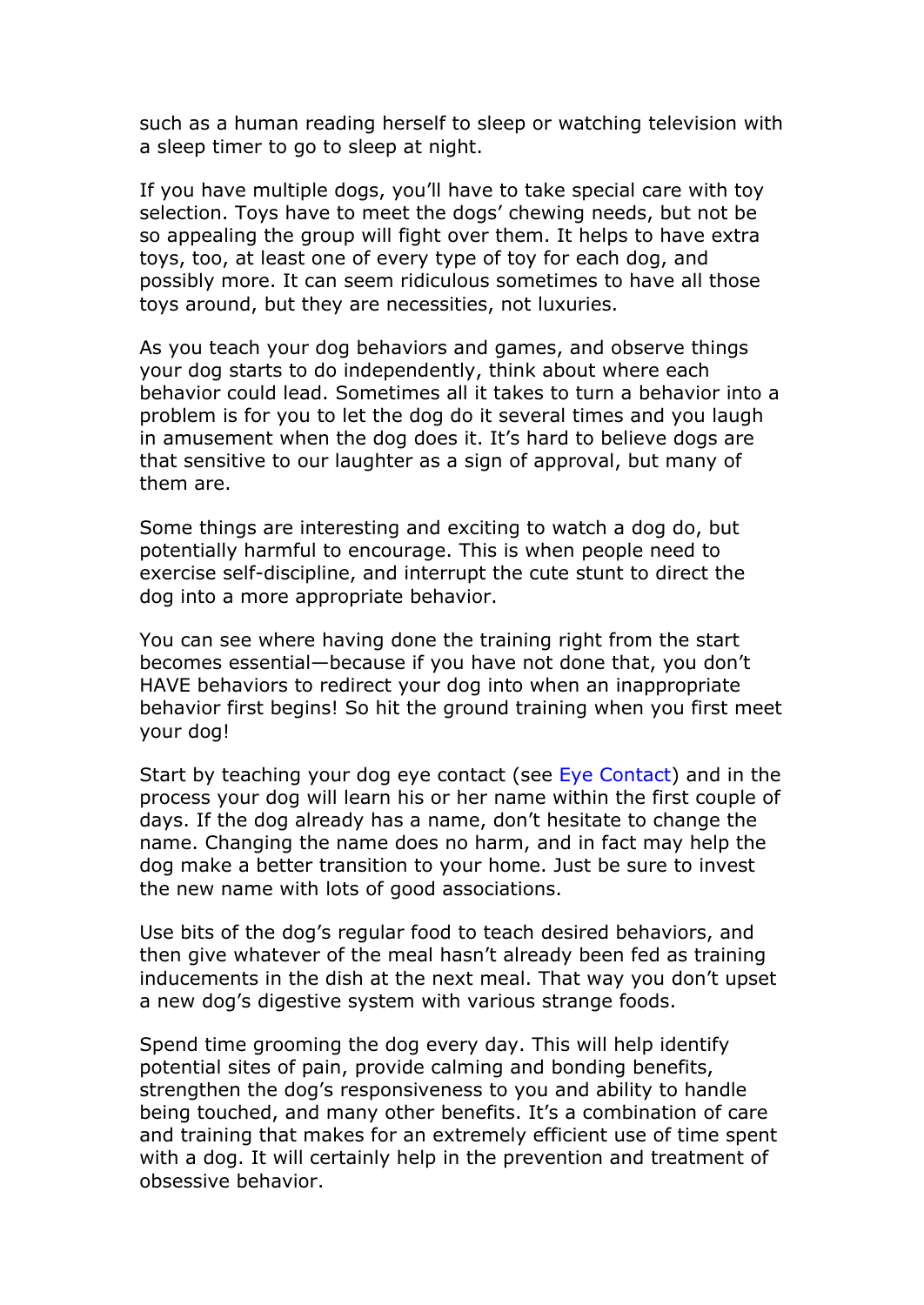such as a human reading herself to sleep or watching television with a sleep timer to go to sleep at night.

If you have multiple dogs, you'll have to take special care with toy selection. Toys have to meet the dogs' chewing needs, but not be so appealing the group will fight over them. It helps to have extra toys, too, at least one of every type of toy for each dog, and possibly more. It can seem ridiculous sometimes to have all those toys around, but they are necessities, not luxuries.

As you teach your dog behaviors and games, and observe things your dog starts to do independently, think about where each behavior could lead. Sometimes all it takes to turn a behavior into a problem is for you to let the dog do it several times and you laugh in amusement when the dog does it. It's hard to believe dogs are that sensitive to our laughter as a sign of approval, but many of them are.

Some things are interesting and exciting to watch a dog do, but potentially harmful to encourage. This is when people need to exercise self-discipline, and interrupt the cute stunt to direct the dog into a more appropriate behavior.

You can see where having done the training right from the start becomes essential—because if you have not done that, you don't HAVE behaviors to redirect your dog into when an inappropriate behavior first begins! So hit the ground training when you first meet your dog!

Start by teaching your dog eye contact (see Eye Contact) and in the process your dog will learn his or her name within the first couple of days. If the dog already has a name, don't hesitate to change the name. Changing the name does no harm, and in fact may help the dog make a better transition to your home. Just be sure to invest the new name with lots of good associations.

Use bits of the dog's regular food to teach desired behaviors, and then give whatever of the meal hasn't already been fed as training inducements in the dish at the next meal. That way you don't upset a new dog's digestive system with various strange foods.

Spend time grooming the dog every day. This will help identify potential sites of pain, provide calming and bonding benefits, strengthen the dog's responsiveness to you and ability to handle being touched, and many other benefits. It's a combination of care and training that makes for an extremely efficient use of time spent with a dog. It will certainly help in the prevention and treatment of obsessive behavior.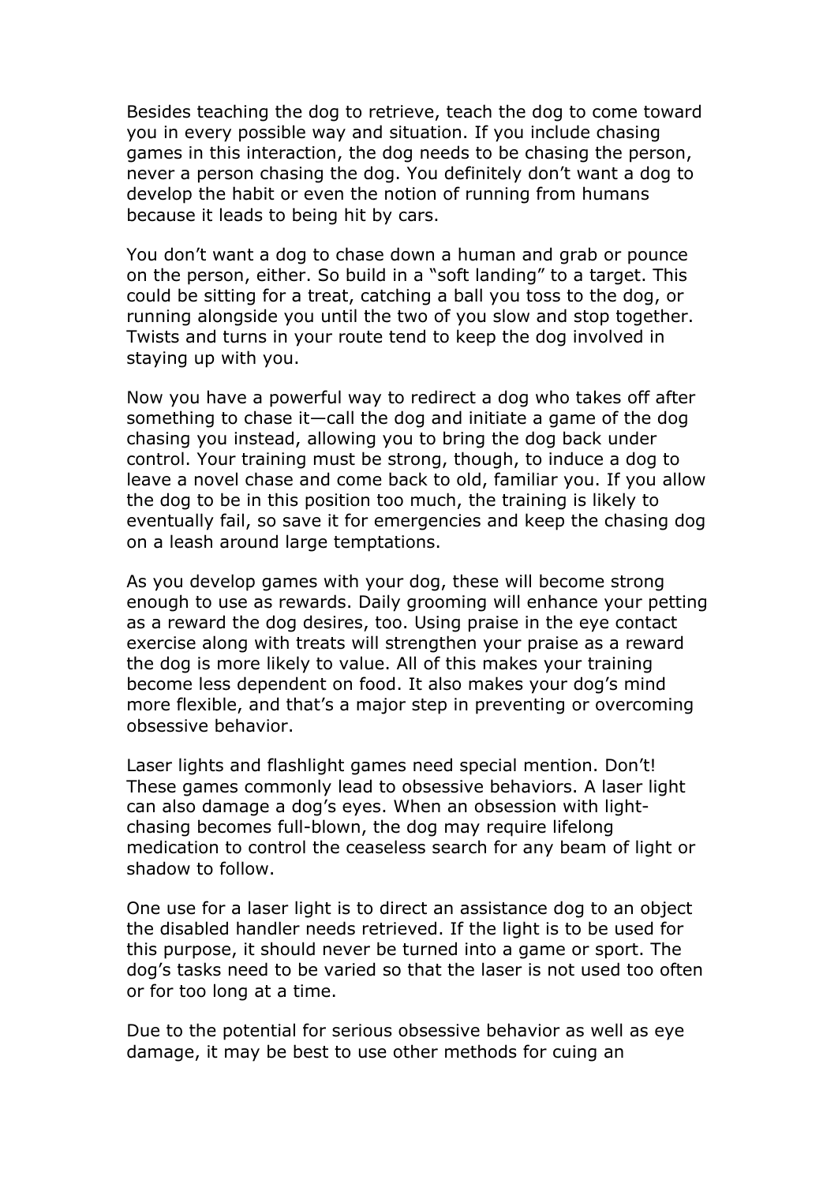Besides teaching the dog to retrieve, teach the dog to come toward you in every possible way and situation. If you include chasing games in this interaction, the dog needs to be chasing the person, never a person chasing the dog. You definitely don't want a dog to develop the habit or even the notion of running from humans because it leads to being hit by cars.

You don't want a dog to chase down a human and grab or pounce on the person, either. So build in a "soft landing" to a target. This could be sitting for a treat, catching a ball you toss to the dog, or running alongside you until the two of you slow and stop together. Twists and turns in your route tend to keep the dog involved in staying up with you.

Now you have a powerful way to redirect a dog who takes off after something to chase it—call the dog and initiate a game of the dog chasing you instead, allowing you to bring the dog back under control. Your training must be strong, though, to induce a dog to leave a novel chase and come back to old, familiar you. If you allow the dog to be in this position too much, the training is likely to eventually fail, so save it for emergencies and keep the chasing dog on a leash around large temptations.

As you develop games with your dog, these will become strong enough to use as rewards. Daily grooming will enhance your petting as a reward the dog desires, too. Using praise in the eye contact exercise along with treats will strengthen your praise as a reward the dog is more likely to value. All of this makes your training become less dependent on food. It also makes your dog's mind more flexible, and that's a major step in preventing or overcoming obsessive behavior.

Laser lights and flashlight games need special mention. Don't! These games commonly lead to obsessive behaviors. A laser light can also damage a dog's eyes. When an obsession with light-chasing becomes full-blown, the dog may require lifelong medication to control the ceaseless search for any beam of light or shadow to follow.

One use for a laser light is to direct an assistance dog to an object the disabled handler needs retrieved. If the light is to be used for this purpose, it should never be turned into a game or sport. The dog's tasks need to be varied so that the laser is not used too often or for too long at a time.

Due to the potential for serious obsessive behavior as well as eye damage, it may be best to use other methods for cuing an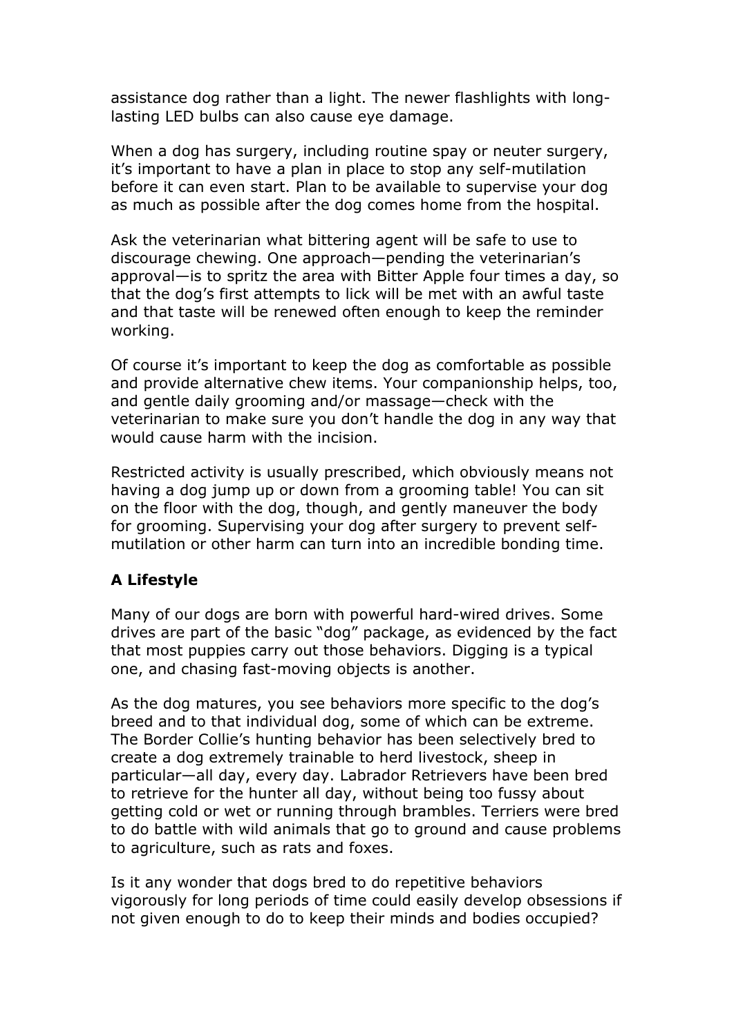assistance dog rather than a light. The newer flashlights with long-lasting LED bulbs can also cause eye damage.

When a dog has surgery, including routine spay or neuter surgery, it's important to have a plan in place to stop any self-mutilation before it can even start. Plan to be available to supervise your dog as much as possible after the dog comes home from the hospital.

Ask the veterinarian what bittering agent will be safe to use to discourage chewing. One approach—pending the veterinarian's approval—is to spritz the area with Bitter Apple four times a day, so that the dog's first attempts to lick will be met with an awful taste and that taste will be renewed often enough to keep the reminder working.

Of course it's important to keep the dog as comfortable as possible and provide alternative chew items. Your companionship helps, too, and gentle daily grooming and/or massage—check with the veterinarian to make sure you don't handle the dog in any way that would cause harm with the incision.

Restricted activity is usually prescribed, which obviously means not having a dog jump up or down from a grooming table! You can sit on the floor with the dog, though, and gently maneuver the body for grooming. Supervising your dog after surgery to prevent self-mutilation or other harm can turn into an incredible bonding time.

**A Lifestyle**

Many of our dogs are born with powerful hard-wired drives. Some drives are part of the basic "dog" package, as evidenced by the fact that most puppies carry out those behaviors. Digging is a typical one, and chasing fast-moving objects is another.

As the dog matures, you see behaviors more specific to the dog's breed and to that individual dog, some of which can be extreme. The Border Collie's hunting behavior has been selectively bred to create a dog extremely trainable to herd livestock, sheep in particular—all day, every day. Labrador Retrievers have been bred to retrieve for the hunter all day, without being too fussy about getting cold or wet or running through brambles. Terriers were bred to do battle with wild animals that go to ground and cause problems to agriculture, such as rats and foxes.

Is it any wonder that dogs bred to do repetitive behaviors vigorously for long periods of time could easily develop obsessions if not given enough to do to keep their minds and bodies occupied?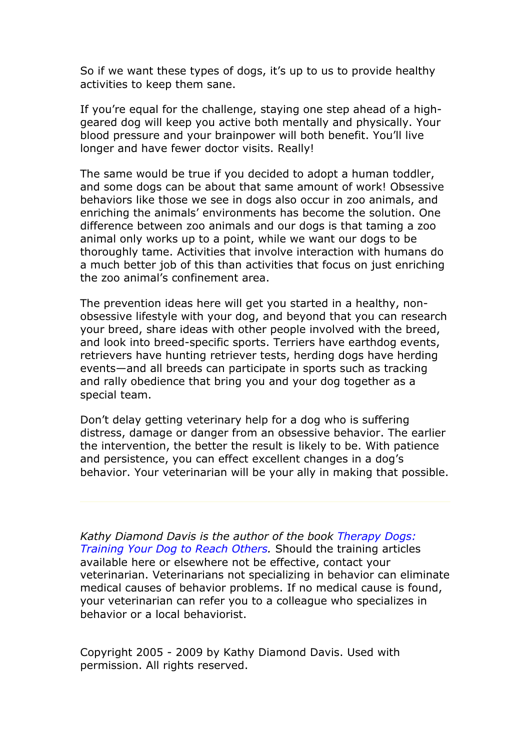So if we want these types of dogs, it's up to us to provide healthy activities to keep them sane.

If you're equal for the challenge, staying one step ahead of a high-geared dog will keep you active both mentally and physically. Your blood pressure and your brainpower will both benefit. You'll live longer and have fewer doctor visits. Really!

The same would be true if you decided to adopt a human toddler, and some dogs can be about that same amount of work! Obsessive behaviors like those we see in dogs also occur in zoo animals, and enriching the animals' environments has become the solution. One difference between zoo animals and our dogs is that taming a zoo animal only works up to a point, while we want our dogs to be thoroughly tame. Activities that involve interaction with humans do a much better job of this than activities that focus on just enriching the zoo animal's confinement area.

The prevention ideas here will get you started in a healthy, non-obsessive lifestyle with your dog, and beyond that you can research your breed, share ideas with other people involved with the breed, and look into breed-specific sports. Terriers have earthdog events, retrievers have hunting retriever tests, herding dogs have herding events—and all breeds can participate in sports such as tracking and rally obedience that bring you and your dog together as a special team.

Don't delay getting veterinary help for a dog who is suffering distress, damage or danger from an obsessive behavior. The earlier the intervention, the better the result is likely to be. With patience and persistence, you can effect excellent changes in a dog's behavior. Your veterinarian will be your ally in making that possible.

---

*Kathy Diamond Davis is the author of the book Therapy Dogs: Training Your Dog to Reach Others.* Should the training articles available here or elsewhere not be effective, contact your veterinarian. Veterinarians not specializing in behavior can eliminate medical causes of behavior problems. If no medical cause is found, your veterinarian can refer you to a colleague who specializes in behavior or a local behaviorist.

Copyright 2005 - 2009 by Kathy Diamond Davis. Used with permission. All rights reserved.